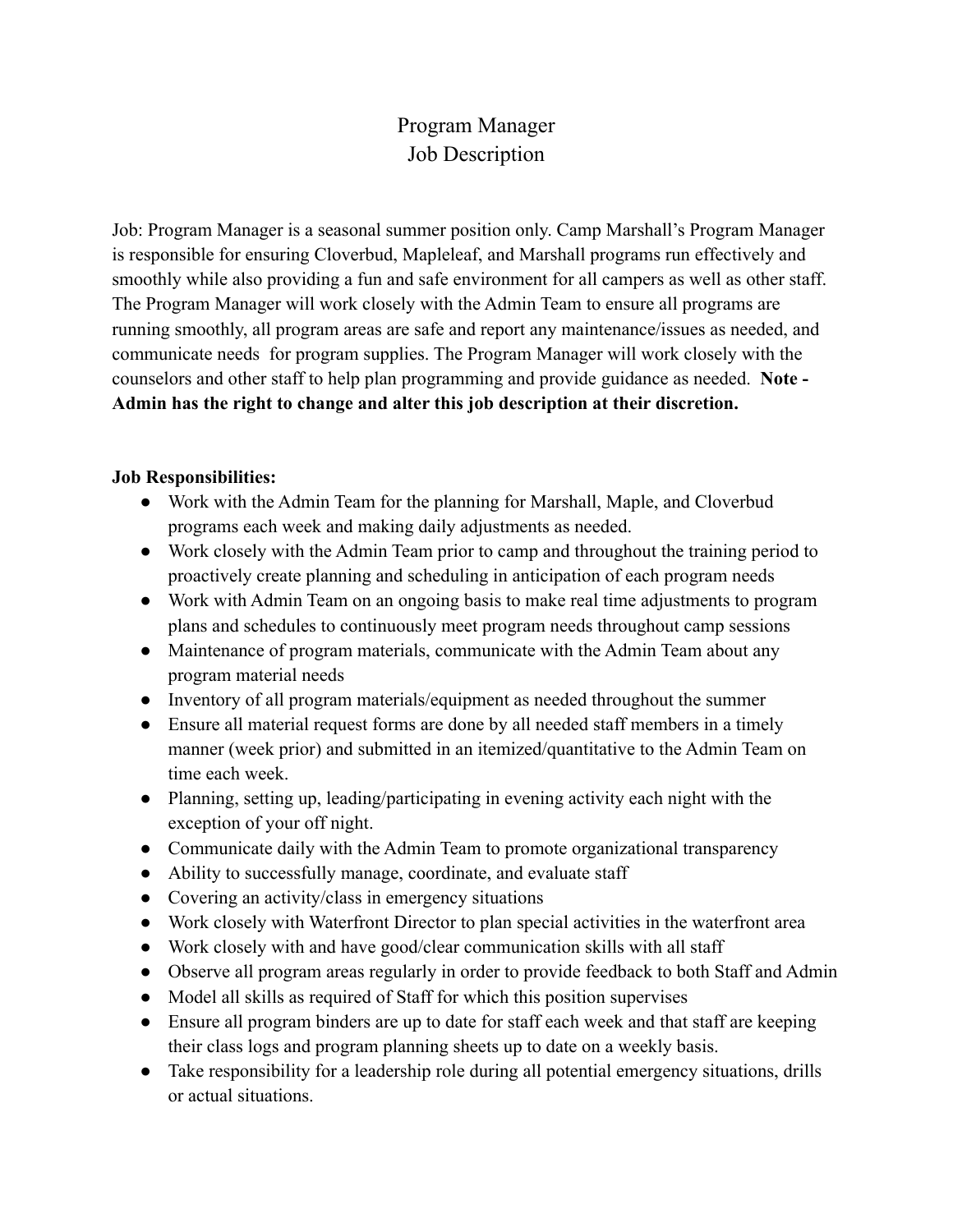# Program Manager
# Job Description

Job: Program Manager is a seasonal summer position only. Camp Marshall's Program Manager is responsible for ensuring Cloverbud, Mapleleaf, and Marshall programs run effectively and smoothly while also providing a fun and safe environment for all campers as well as other staff. The Program Manager will work closely with the Admin Team to ensure all programs are running smoothly, all program areas are safe and report any maintenance/issues as needed, and communicate needs for program supplies. The Program Manager will work closely with the counselors and other staff to help plan programming and provide guidance as needed. **Note - Admin has the right to change and alter this job description at their discretion.**

**Job Responsibilities:**

- Work with the Admin Team for the planning for Marshall, Maple, and Cloverbud programs each week and making daily adjustments as needed.
- Work closely with the Admin Team prior to camp and throughout the training period to proactively create planning and scheduling in anticipation of each program needs
- Work with Admin Team on an ongoing basis to make real time adjustments to program plans and schedules to continuously meet program needs throughout camp sessions
- Maintenance of program materials, communicate with the Admin Team about any program material needs
- Inventory of all program materials/equipment as needed throughout the summer
- Ensure all material request forms are done by all needed staff members in a timely manner (week prior) and submitted in an itemized/quantitative to the Admin Team on time each week.
- Planning, setting up, leading/participating in evening activity each night with the exception of your off night.
- Communicate daily with the Admin Team to promote organizational transparency
- Ability to successfully manage, coordinate, and evaluate staff
- Covering an activity/class in emergency situations
- Work closely with Waterfront Director to plan special activities in the waterfront area
- Work closely with and have good/clear communication skills with all staff
- Observe all program areas regularly in order to provide feedback to both Staff and Admin
- Model all skills as required of Staff for which this position supervises
- Ensure all program binders are up to date for staff each week and that staff are keeping their class logs and program planning sheets up to date on a weekly basis.
- Take responsibility for a leadership role during all potential emergency situations, drills or actual situations.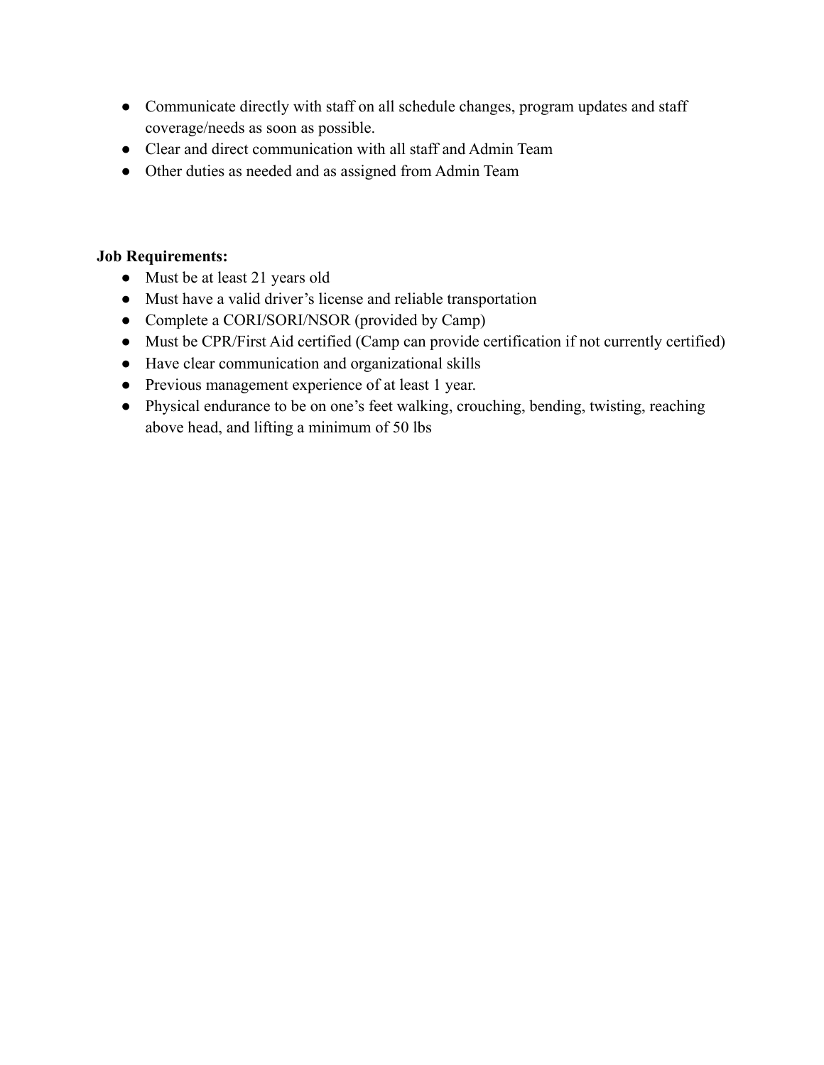- Communicate directly with staff on all schedule changes, program updates and staff coverage/needs as soon as possible.
- Clear and direct communication with all staff and Admin Team
- Other duties as needed and as assigned from Admin Team

**Job Requirements:**

- Must be at least 21 years old
- Must have a valid driver's license and reliable transportation
- Complete a CORI/SORI/NSOR (provided by Camp)
- Must be CPR/First Aid certified (Camp can provide certification if not currently certified)
- Have clear communication and organizational skills
- Previous management experience of at least 1 year.
- Physical endurance to be on one's feet walking, crouching, bending, twisting, reaching above head, and lifting a minimum of 50 lbs